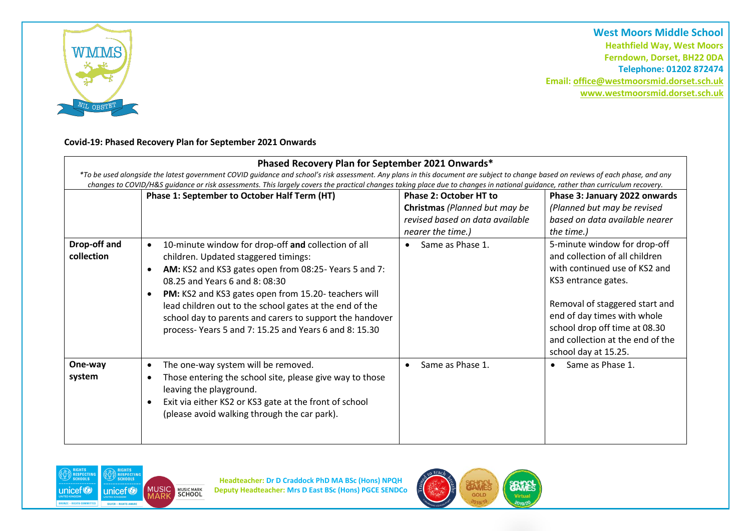**West Moors Middle School**
**Heathfield Way, West Moors**
**Ferndown, Dorset, BH22 0DA**
**Telephone: 01202 872474**
**Email: office@westmoorsmid.dorset.sch.uk**
**www.westmoorsmid.dorset.sch.uk**

## Covid-19: Phased Recovery Plan for September 2021 Onwards

**Phased Recovery Plan for September 2021 Onwards***

*\*To be used alongside the latest government COVID guidance and school's risk assessment. Any plans in this document are subject to change based on reviews of each phase, and any changes to COVID/H&S guidance or risk assessments. This largely covers the practical changes taking place due to changes in national guidance, rather than curriculum recovery.*

| | **Phase 1: September to October Half Term (HT)** | **Phase 2: October HT to Christmas** *(Planned but may be revised based on data available nearer the time.)* | **Phase 3: January 2022 onwards** *(Planned but may be revised based on data available nearer the time.)* |
|---|---|---|---|
| **Drop-off and collection** | • 10-minute window for drop-off **and** collection of all children. Updated staggered timings:<br>• **AM:** KS2 and KS3 gates open from 08:25- Years 5 and 7: 08.25 and Years 6 and 8: 08:30<br>• **PM:** KS2 and KS3 gates open from 15.20- teachers will lead children out to the school gates at the end of the school day to parents and carers to support the handover process- Years 5 and 7: 15.25 and Years 6 and 8: 15.30 | • Same as Phase 1. | 5-minute window for drop-off and collection of all children with continued use of KS2 and KS3 entrance gates.<br><br>Removal of staggered start and end of day times with whole school drop off time at 08.30 and collection at the end of the school day at 15.25. |
| **One-way system** | • The one-way system will be removed.<br>• Those entering the school site, please give way to those leaving the playground.<br>• Exit via either KS2 or KS3 gate at the front of school (please avoid walking through the car park). | • Same as Phase 1. | • Same as Phase 1. |

**Headteacher: Dr D Craddock PhD MA BSc (Hons) NPQH**
**Deputy Headteacher: Mrs D East BSc (Hons) PGCE SENDCo**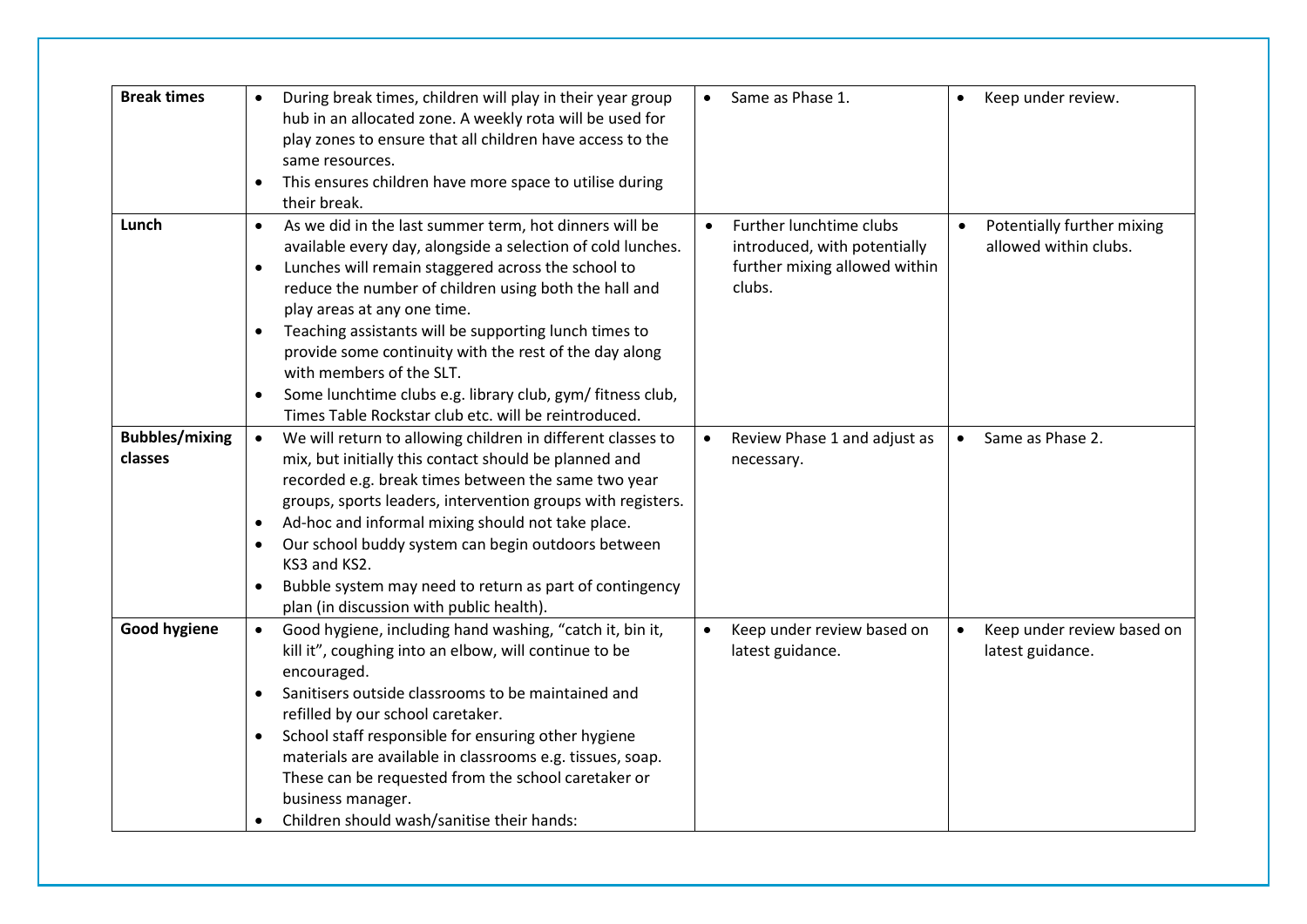| | | | |
|---|---|---|---|
| **Break times** | • During break times, children will play in their year group hub in an allocated zone. A weekly rota will be used for play zones to ensure that all children have access to the same resources.<br>• This ensures children have more space to utilise during their break. | • Same as Phase 1. | • Keep under review. |
| **Lunch** | • As we did in the last summer term, hot dinners will be available every day, alongside a selection of cold lunches.<br>• Lunches will remain staggered across the school to reduce the number of children using both the hall and play areas at any one time.<br>• Teaching assistants will be supporting lunch times to provide some continuity with the rest of the day along with members of the SLT.<br>• Some lunchtime clubs e.g. library club, gym/ fitness club, Times Table Rockstar club etc. will be reintroduced. | • Further lunchtime clubs introduced, with potentially further mixing allowed within clubs. | • Potentially further mixing allowed within clubs. |
| **Bubbles/mixing classes** | • We will return to allowing children in different classes to mix, but initially this contact should be planned and recorded e.g. break times between the same two year groups, sports leaders, intervention groups with registers.<br>• Ad-hoc and informal mixing should not take place.<br>• Our school buddy system can begin outdoors between KS3 and KS2.<br>• Bubble system may need to return as part of contingency plan (in discussion with public health). | • Review Phase 1 and adjust as necessary. | • Same as Phase 2. |
| **Good hygiene** | • Good hygiene, including hand washing, "catch it, bin it, kill it", coughing into an elbow, will continue to be encouraged.<br>• Sanitisers outside classrooms to be maintained and refilled by our school caretaker.<br>• School staff responsible for ensuring other hygiene materials are available in classrooms e.g. tissues, soap. These can be requested from the school caretaker or business manager.<br>• Children should wash/sanitise their hands: | • Keep under review based on latest guidance. | • Keep under review based on latest guidance. |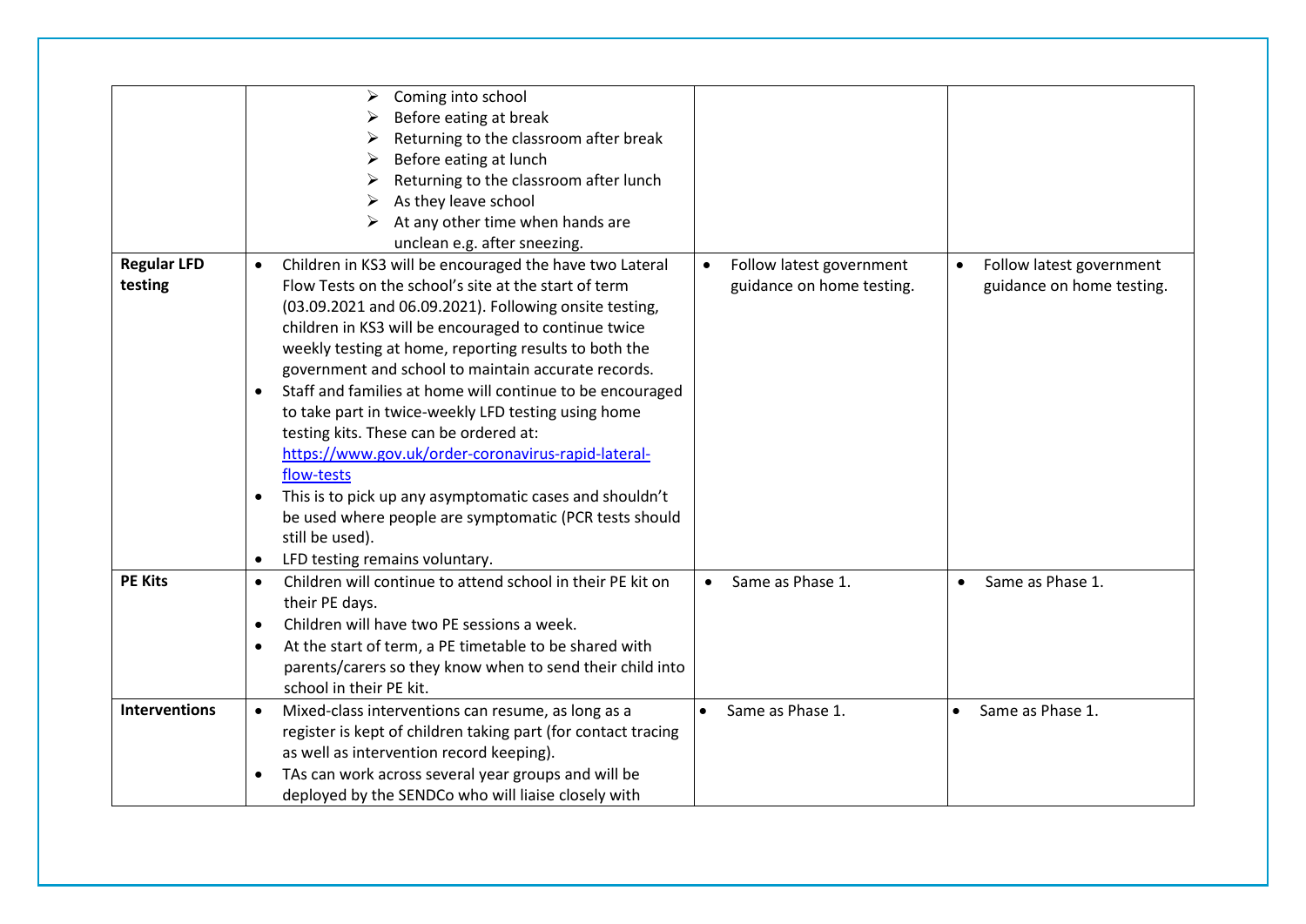| | | | |
|---|---|---|---|
| | ➢ Coming into school<br>➢ Before eating at break<br>➢ Returning to the classroom after break<br>➢ Before eating at lunch<br>➢ Returning to the classroom after lunch<br>➢ As they leave school<br>➢ At any other time when hands are unclean e.g. after sneezing. | | |
| **Regular LFD testing** | • Children in KS3 will be encouraged the have two Lateral Flow Tests on the school's site at the start of term (03.09.2021 and 06.09.2021). Following onsite testing, children in KS3 will be encouraged to continue twice weekly testing at home, reporting results to both the government and school to maintain accurate records.<br>• Staff and families at home will continue to be encouraged to take part in twice-weekly LFD testing using home testing kits. These can be ordered at: https://www.gov.uk/order-coronavirus-rapid-lateral-flow-tests<br>• This is to pick up any asymptomatic cases and shouldn't be used where people are symptomatic (PCR tests should still be used).<br>• LFD testing remains voluntary. | • Follow latest government guidance on home testing. | • Follow latest government guidance on home testing. |
| **PE Kits** | • Children will continue to attend school in their PE kit on their PE days.<br>• Children will have two PE sessions a week.<br>• At the start of term, a PE timetable to be shared with parents/carers so they know when to send their child into school in their PE kit. | • Same as Phase 1. | • Same as Phase 1. |
| **Interventions** | • Mixed-class interventions can resume, as long as a register is kept of children taking part (for contact tracing as well as intervention record keeping).<br>• TAs can work across several year groups and will be deployed by the SENDCo who will liaise closely with | • Same as Phase 1. | • Same as Phase 1. |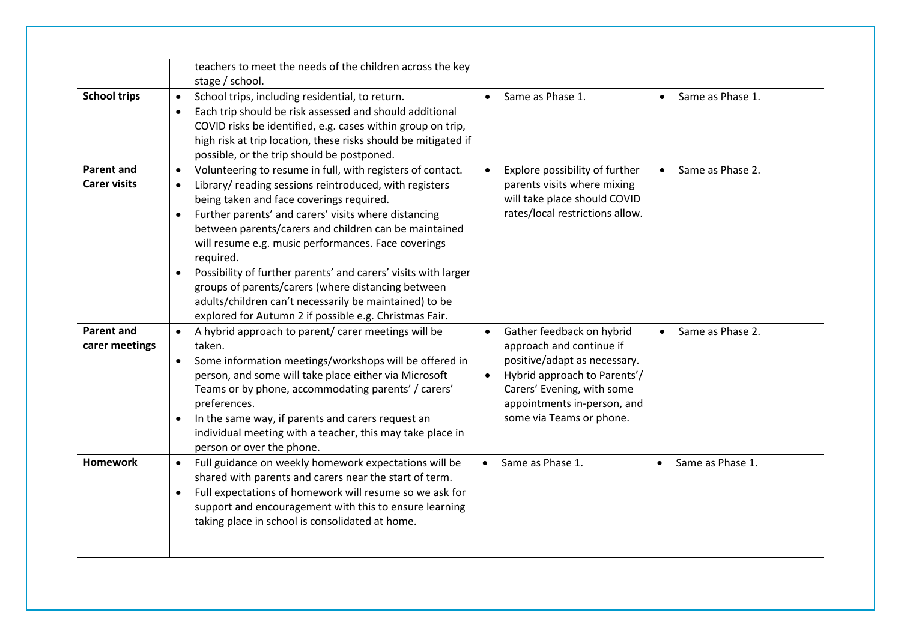| | | | |
|---|---|---|---|
| | teachers to meet the needs of the children across the key stage / school. | | |
| **School trips** | • School trips, including residential, to return.<br>• Each trip should be risk assessed and should additional COVID risks be identified, e.g. cases within group on trip, high risk at trip location, these risks should be mitigated if possible, or the trip should be postponed. | • Same as Phase 1. | • Same as Phase 1. |
| **Parent and Carer visits** | • Volunteering to resume in full, with registers of contact.<br>• Library/ reading sessions reintroduced, with registers being taken and face coverings required.<br>• Further parents' and carers' visits where distancing between parents/carers and children can be maintained will resume e.g. music performances. Face coverings required.<br>• Possibility of further parents' and carers' visits with larger groups of parents/carers (where distancing between adults/children can't necessarily be maintained) to be explored for Autumn 2 if possible e.g. Christmas Fair. | • Explore possibility of further parents visits where mixing will take place should COVID rates/local restrictions allow. | • Same as Phase 2. |
| **Parent and carer meetings** | • A hybrid approach to parent/ carer meetings will be taken.<br>• Some information meetings/workshops will be offered in person, and some will take place either via Microsoft Teams or by phone, accommodating parents' / carers' preferences.<br>• In the same way, if parents and carers request an individual meeting with a teacher, this may take place in person or over the phone. | • Gather feedback on hybrid approach and continue if positive/adapt as necessary.<br>• Hybrid approach to Parents'/ Carers' Evening, with some appointments in-person, and some via Teams or phone. | • Same as Phase 2. |
| **Homework** | • Full guidance on weekly homework expectations will be shared with parents and carers near the start of term.<br>• Full expectations of homework will resume so we ask for support and encouragement with this to ensure learning taking place in school is consolidated at home. | • Same as Phase 1. | • Same as Phase 1. |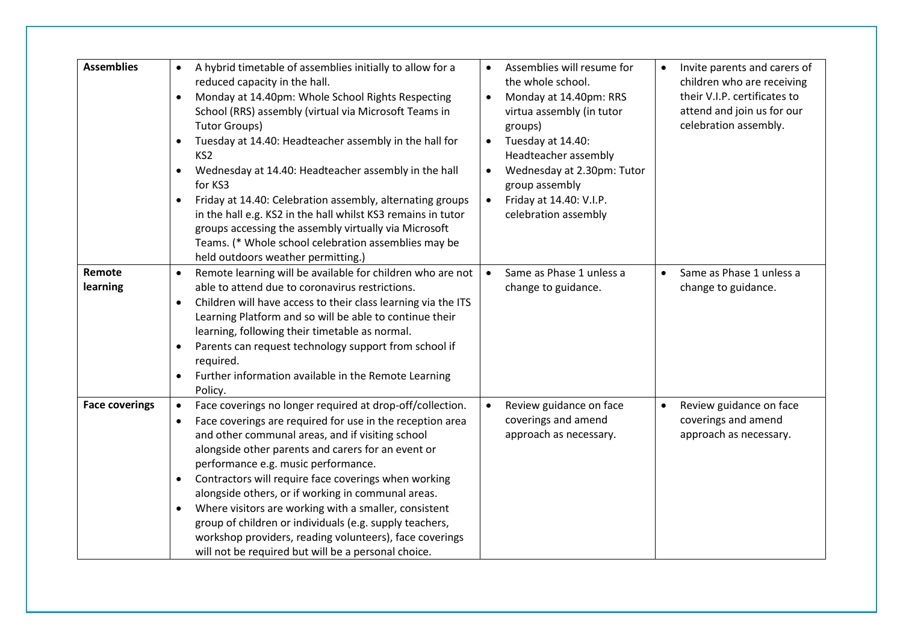| | | | |
|---|---|---|---|
| **Assemblies** | • A hybrid timetable of assemblies initially to allow for a reduced capacity in the hall.<br>• Monday at 14.40pm: Whole School Rights Respecting School (RRS) assembly (virtual via Microsoft Teams in Tutor Groups)<br>• Tuesday at 14.40: Headteacher assembly in the hall for KS2<br>• Wednesday at 14.40: Headteacher assembly in the hall for KS3<br>• Friday at 14.40: Celebration assembly, alternating groups in the hall e.g. KS2 in the hall whilst KS3 remains in tutor groups accessing the assembly virtually via Microsoft Teams. (* Whole school celebration assemblies may be held outdoors weather permitting.) | • Assemblies will resume for the whole school.<br>• Monday at 14.40pm: RRS virtua assembly (in tutor groups)<br>• Tuesday at 14.40: Headteacher assembly<br>• Wednesday at 2.30pm: Tutor group assembly<br>• Friday at 14.40: V.I.P. celebration assembly | • Invite parents and carers of children who are receiving their V.I.P. certificates to attend and join us for our celebration assembly. |
| **Remote learning** | • Remote learning will be available for children who are not able to attend due to coronavirus restrictions.<br>• Children will have access to their class learning via the ITS Learning Platform and so will be able to continue their learning, following their timetable as normal.<br>• Parents can request technology support from school if required.<br>• Further information available in the Remote Learning Policy. | • Same as Phase 1 unless a change to guidance. | • Same as Phase 1 unless a change to guidance. |
| **Face coverings** | • Face coverings no longer required at drop-off/collection.<br>• Face coverings are required for use in the reception area and other communal areas, and if visiting school alongside other parents and carers for an event or performance e.g. music performance.<br>• Contractors will require face coverings when working alongside others, or if working in communal areas.<br>• Where visitors are working with a smaller, consistent group of children or individuals (e.g. supply teachers, workshop providers, reading volunteers), face coverings will not be required but will be a personal choice. | • Review guidance on face coverings and amend approach as necessary. | • Review guidance on face coverings and amend approach as necessary. |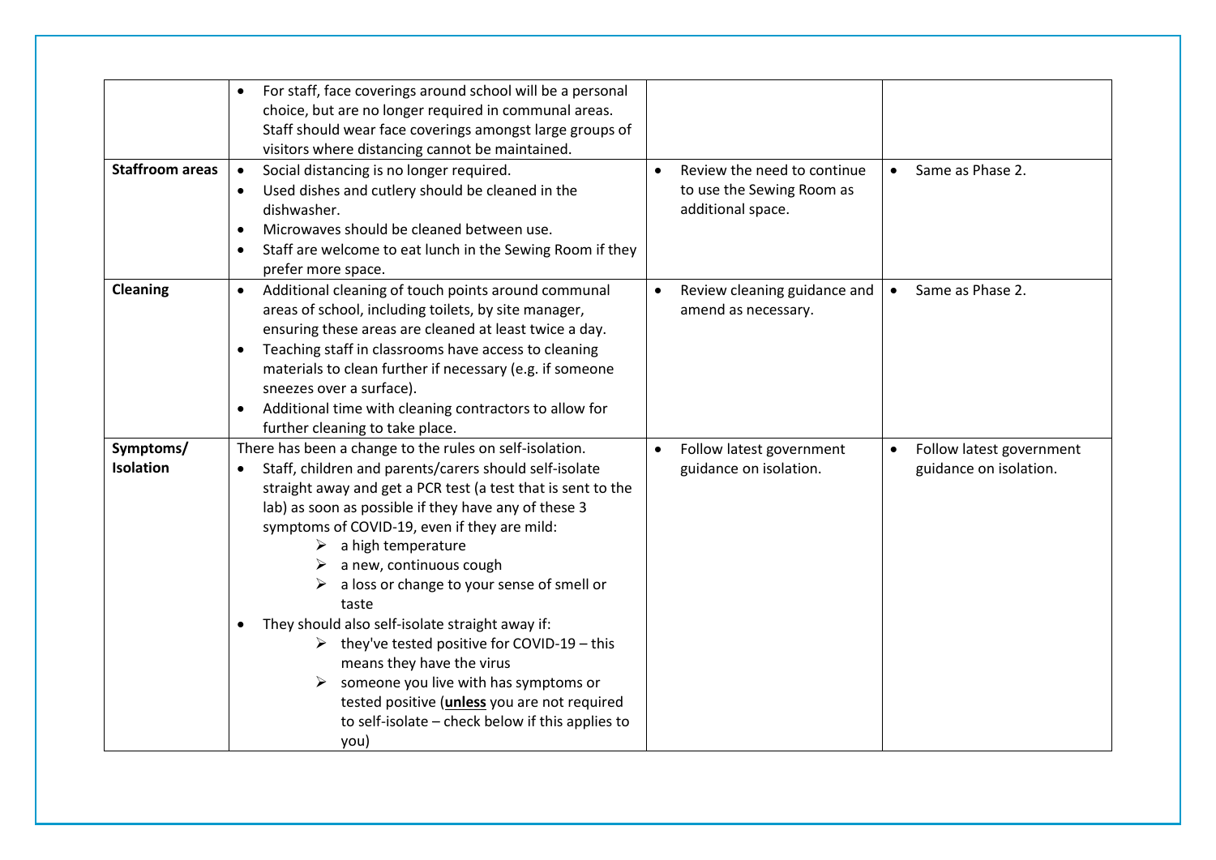| | | | |
|---|---|---|---|
| | • For staff, face coverings around school will be a personal choice, but are no longer required in communal areas. Staff should wear face coverings amongst large groups of visitors where distancing cannot be maintained. | | |
| **Staffroom areas** | • Social distancing is no longer required.<br>• Used dishes and cutlery should be cleaned in the dishwasher.<br>• Microwaves should be cleaned between use.<br>• Staff are welcome to eat lunch in the Sewing Room if they prefer more space. | • Review the need to continue to use the Sewing Room as additional space. | • Same as Phase 2. |
| **Cleaning** | • Additional cleaning of touch points around communal areas of school, including toilets, by site manager, ensuring these areas are cleaned at least twice a day.<br>• Teaching staff in classrooms have access to cleaning materials to clean further if necessary (e.g. if someone sneezes over a surface).<br>• Additional time with cleaning contractors to allow for further cleaning to take place. | • Review cleaning guidance and amend as necessary. | • Same as Phase 2. |
| **Symptoms/ Isolation** | There has been a change to the rules on self-isolation.<br>• Staff, children and parents/carers should self-isolate straight away and get a PCR test (a test that is sent to the lab) as soon as possible if they have any of these 3 symptoms of COVID-19, even if they are mild:<br>  ➢ a high temperature<br>  ➢ a new, continuous cough<br>  ➢ a loss or change to your sense of smell or taste<br>• They should also self-isolate straight away if:<br>  ➢ they've tested positive for COVID-19 – this means they have the virus<br>  ➢ someone you live with has symptoms or tested positive (**unless** you are not required to self-isolate – check below if this applies to you) | • Follow latest government guidance on isolation. | • Follow latest government guidance on isolation. |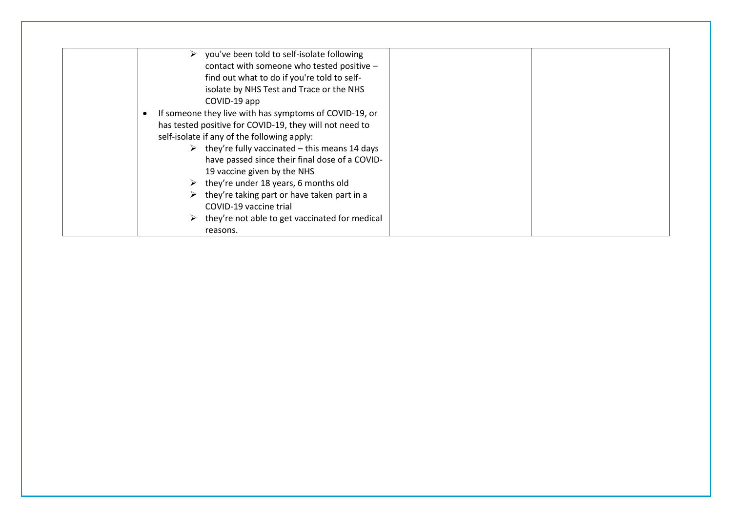| | | | |
|---|---|---|---|
| | ➢ you've been told to self-isolate following contact with someone who tested positive – find out what to do if you're told to self-isolate by NHS Test and Trace or the NHS COVID-19 app<br>• If someone they live with has symptoms of COVID-19, or has tested positive for COVID-19, they will not need to self-isolate if any of the following apply:<br>➢ they're fully vaccinated – this means 14 days have passed since their final dose of a COVID-19 vaccine given by the NHS<br>➢ they're under 18 years, 6 months old<br>➢ they're taking part or have taken part in a COVID-19 vaccine trial<br>➢ they're not able to get vaccinated for medical reasons. | | |